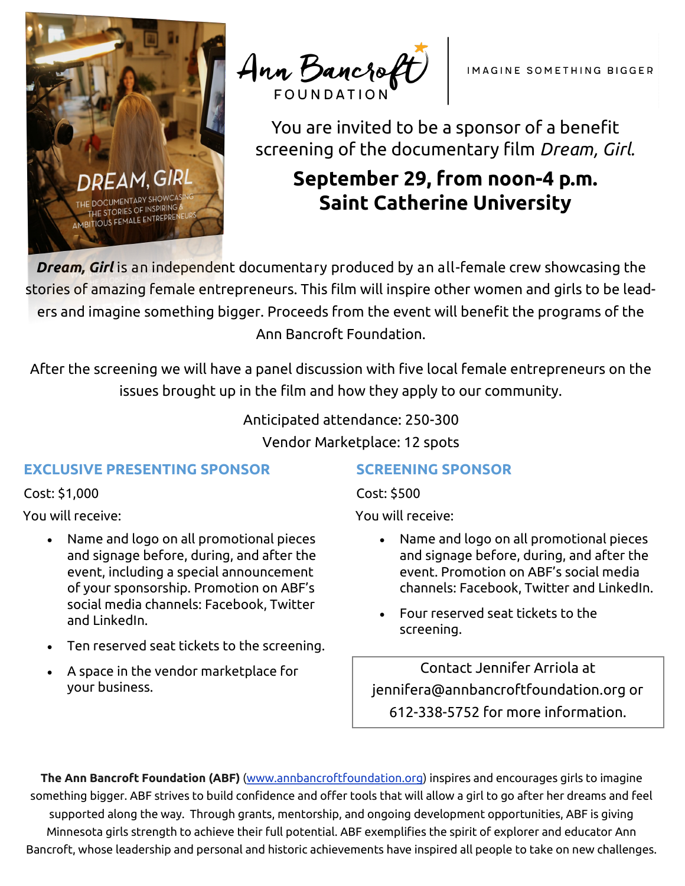# Ann Bancroft FOUNDATION

IMAGINE SOMETHING BIGGER

You are invited to be a sponsor of a benefit screening of the documentary film *Dream, Girl.*

## September 29, from noon-4 p.m.
## Saint Catherine University

***Dream, Girl*** is an independent documentary produced by an all-female crew showcasing the stories of amazing female entrepreneurs. This film will inspire other women and girls to be leaders and imagine something bigger. Proceeds from the event will benefit the programs of the Ann Bancroft Foundation.

After the screening we will have a panel discussion with five local female entrepreneurs on the issues brought up in the film and how they apply to our community.

Anticipated attendance: 250-300

Vendor Marketplace: 12 spots

### EXCLUSIVE PRESENTING SPONSOR

Cost: $1,000

You will receive:

- Name and logo on all promotional pieces and signage before, during, and after the event, including a special announcement of your sponsorship. Promotion on ABF's social media channels: Facebook, Twitter and LinkedIn.
- Ten reserved seat tickets to the screening.
- A space in the vendor marketplace for your business.

### SCREENING SPONSOR

Cost: $500

You will receive:

- Name and logo on all promotional pieces and signage before, during, and after the event. Promotion on ABF's social media channels: Facebook, Twitter and LinkedIn.
- Four reserved seat tickets to the screening.

Contact Jennifer Arriola at jennifera@annbancroftfoundation.org or 612-338-5752 for more information.

**The Ann Bancroft Foundation (ABF)** (www.annbancroftfoundation.org) inspires and encourages girls to imagine something bigger. ABF strives to build confidence and offer tools that will allow a girl to go after her dreams and feel supported along the way. Through grants, mentorship, and ongoing development opportunities, ABF is giving Minnesota girls strength to achieve their full potential. ABF exemplifies the spirit of explorer and educator Ann Bancroft, whose leadership and personal and historic achievements have inspired all people to take on new challenges.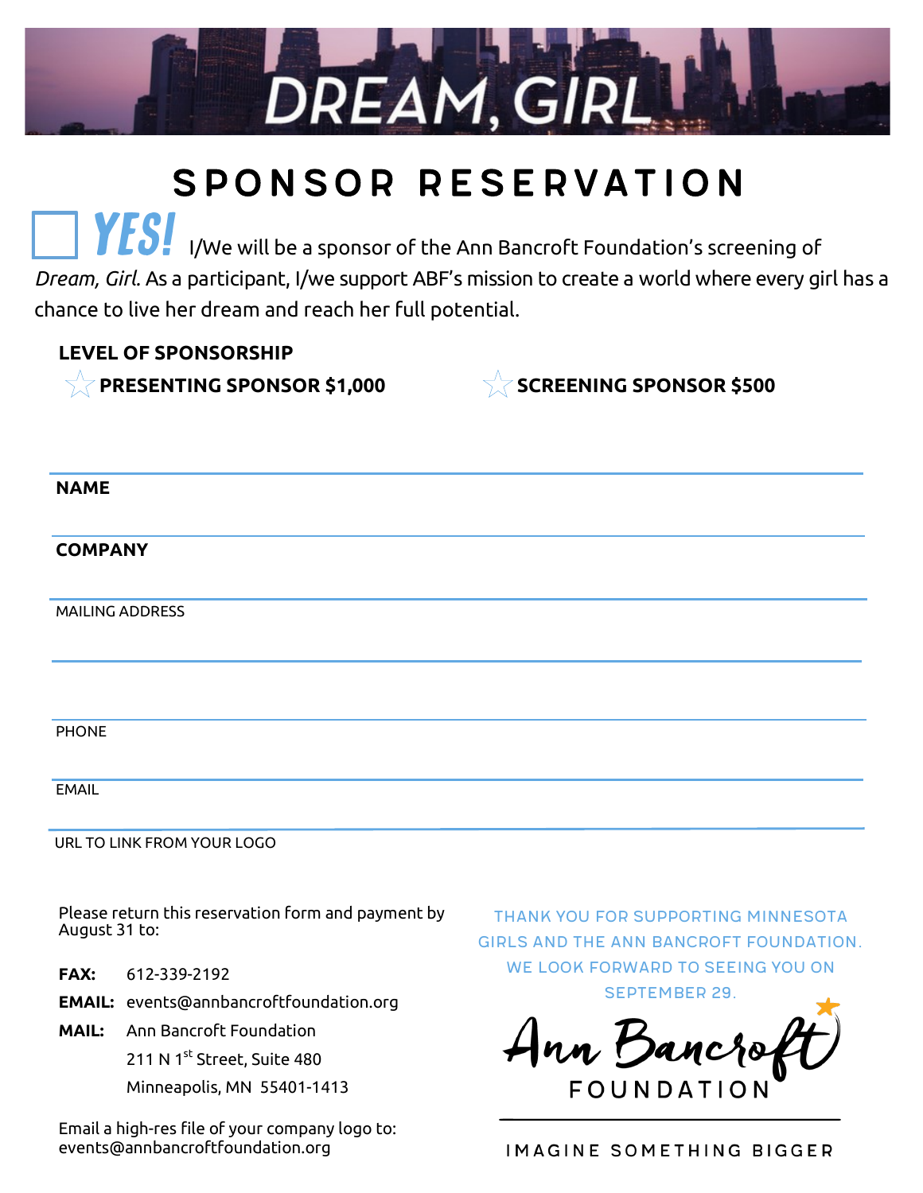# DREAM, GIRL

## SPONSOR RESERVATION

☐ **YES!** I/We will be a sponsor of the Ann Bancroft Foundation's screening of *Dream, Girl*. As a participant, I/we support ABF's mission to create a world where every girl has a chance to live her dream and reach her full potential.

**LEVEL OF SPONSORSHIP**

☆ **PRESENTING SPONSOR $1,000**

☆ **SCREENING SPONSOR $500**

**NAME**

**COMPANY**

MAILING ADDRESS

PHONE

EMAIL

URL TO LINK FROM YOUR LOGO

Please return this reservation form and payment by August 31 to:

**FAX:** 612-339-2192

**EMAIL:** events@annbancroftfoundation.org

**MAIL:** Ann Bancroft Foundation
211 N 1st Street, Suite 480
Minneapolis, MN 55401-1413

Email a high-res file of your company logo to: events@annbancroftfoundation.org

THANK YOU FOR SUPPORTING MINNESOTA GIRLS AND THE ANN BANCROFT FOUNDATION. WE LOOK FORWARD TO SEEING YOU ON SEPTEMBER 29.

Ann Bancroft FOUNDATION

IMAGINE SOMETHING BIGGER